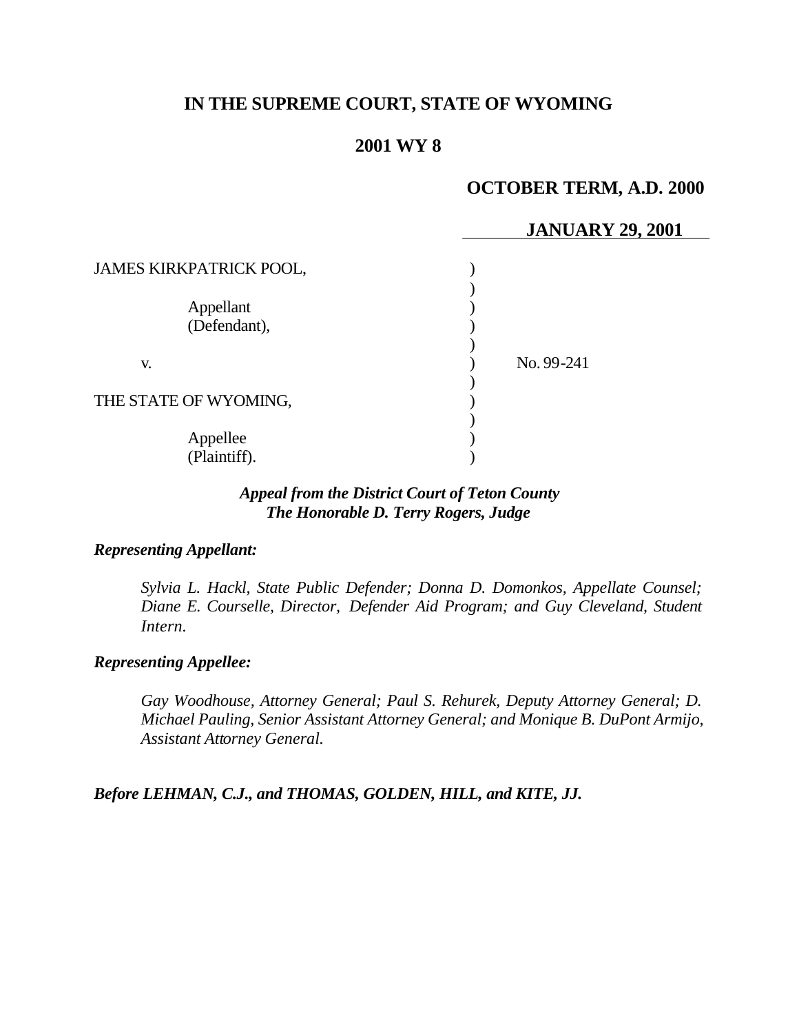# IN THE SUPREME COURT, STATE OF WYOMING

## 2001 WY 8

**OCTOBER TERM, A.D. 2000**

**JANUARY 29, 2001**

| | | |
|---|---|---|
| JAMES KIRKPATRICK POOL, | ) | |
| | ) | |
| Appellant (Defendant), | ) | |
| | ) | |
| v. | ) | No. 99-241 |
| | ) | |
| THE STATE OF WYOMING, | ) | |
| | ) | |
| Appellee (Plaintiff). | ) | |

***Appeal from the District Court of Teton County***
***The Honorable D. Terry Rogers, Judge***

***Representing Appellant:***

*Sylvia L. Hackl, State Public Defender; Donna D. Domonkos, Appellate Counsel; Diane E. Courselle, Director, Defender Aid Program; and Guy Cleveland, Student Intern.*

***Representing Appellee:***

*Gay Woodhouse, Attorney General; Paul S. Rehurek, Deputy Attorney General; D. Michael Pauling, Senior Assistant Attorney General; and Monique B. DuPont Armijo, Assistant Attorney General.*

***Before LEHMAN, C.J., and THOMAS, GOLDEN, HILL, and KITE, JJ.***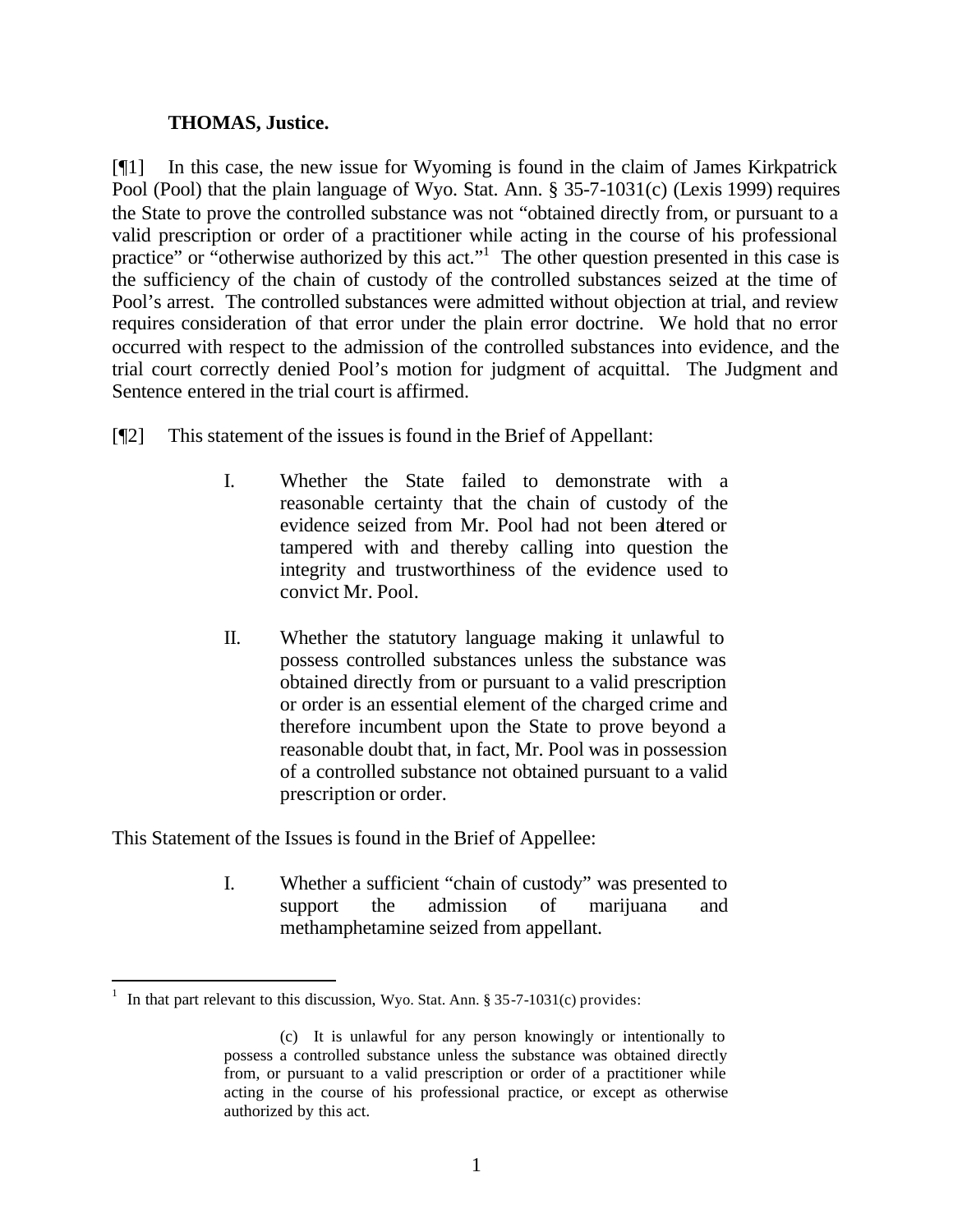**THOMAS, Justice.**

[¶1] In this case, the new issue for Wyoming is found in the claim of James Kirkpatrick Pool (Pool) that the plain language of Wyo. Stat. Ann. § 35-7-1031(c) (Lexis 1999) requires the State to prove the controlled substance was not "obtained directly from, or pursuant to a valid prescription or order of a practitioner while acting in the course of his professional practice" or "otherwise authorized by this act."[1] The other question presented in this case is the sufficiency of the chain of custody of the controlled substances seized at the time of Pool's arrest. The controlled substances were admitted without objection at trial, and review requires consideration of that error under the plain error doctrine. We hold that no error occurred with respect to the admission of the controlled substances into evidence, and the trial court correctly denied Pool's motion for judgment of acquittal. The Judgment and Sentence entered in the trial court is affirmed.

[¶2] This statement of the issues is found in the Brief of Appellant:

> I. Whether the State failed to demonstrate with a reasonable certainty that the chain of custody of the evidence seized from Mr. Pool had not been altered or tampered with and thereby calling into question the integrity and trustworthiness of the evidence used to convict Mr. Pool.
>
> II. Whether the statutory language making it unlawful to possess controlled substances unless the substance was obtained directly from or pursuant to a valid prescription or order is an essential element of the charged crime and therefore incumbent upon the State to prove beyond a reasonable doubt that, in fact, Mr. Pool was in possession of a controlled substance not obtained pursuant to a valid prescription or order.

This Statement of the Issues is found in the Brief of Appellee:

> I. Whether a sufficient "chain of custody" was presented to support the admission of marijuana and methamphetamine seized from appellant.

---

[1] In that part relevant to this discussion, Wyo. Stat. Ann. § 35-7-1031(c) provides:

> (c) It is unlawful for any person knowingly or intentionally to possess a controlled substance unless the substance was obtained directly from, or pursuant to a valid prescription or order of a practitioner while acting in the course of his professional practice, or except as otherwise authorized by this act.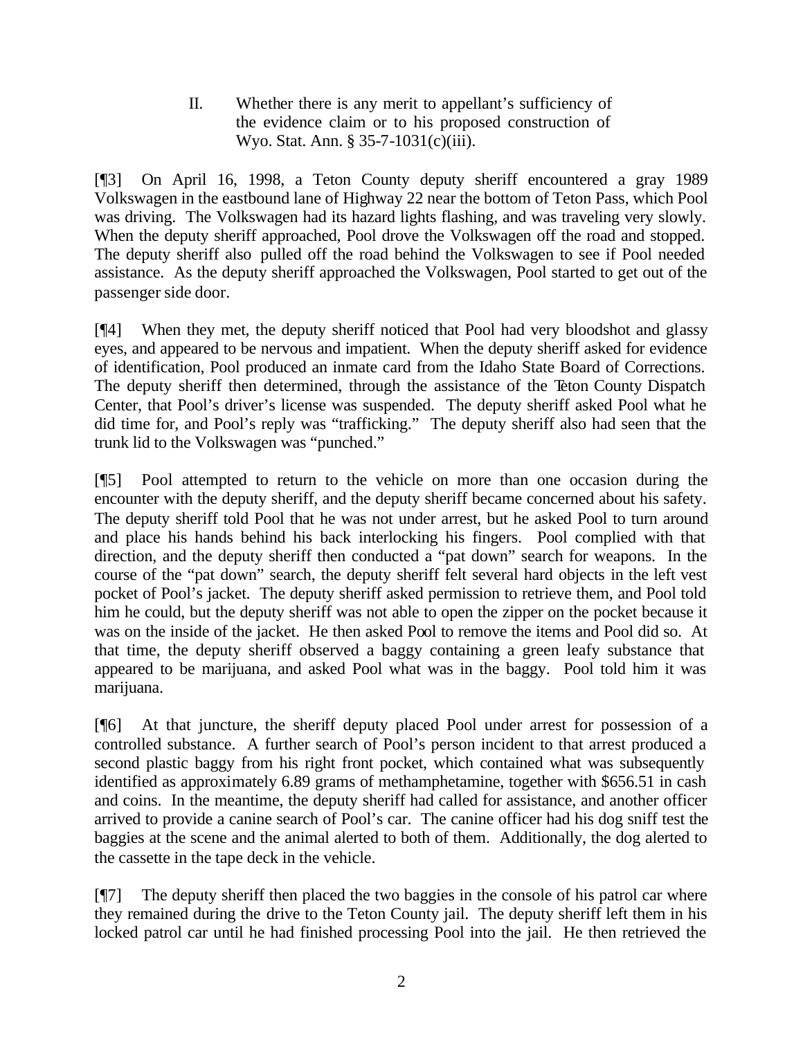II. Whether there is any merit to appellant's sufficiency of the evidence claim or to his proposed construction of Wyo. Stat. Ann. § 35-7-1031(c)(iii).

[¶3] On April 16, 1998, a Teton County deputy sheriff encountered a gray 1989 Volkswagen in the eastbound lane of Highway 22 near the bottom of Teton Pass, which Pool was driving. The Volkswagen had its hazard lights flashing, and was traveling very slowly. When the deputy sheriff approached, Pool drove the Volkswagen off the road and stopped. The deputy sheriff also pulled off the road behind the Volkswagen to see if Pool needed assistance. As the deputy sheriff approached the Volkswagen, Pool started to get out of the passenger side door.

[¶4] When they met, the deputy sheriff noticed that Pool had very bloodshot and glassy eyes, and appeared to be nervous and impatient. When the deputy sheriff asked for evidence of identification, Pool produced an inmate card from the Idaho State Board of Corrections. The deputy sheriff then determined, through the assistance of the Teton County Dispatch Center, that Pool's driver's license was suspended. The deputy sheriff asked Pool what he did time for, and Pool's reply was "trafficking." The deputy sheriff also had seen that the trunk lid to the Volkswagen was "punched."

[¶5] Pool attempted to return to the vehicle on more than one occasion during the encounter with the deputy sheriff, and the deputy sheriff became concerned about his safety. The deputy sheriff told Pool that he was not under arrest, but he asked Pool to turn around and place his hands behind his back interlocking his fingers. Pool complied with that direction, and the deputy sheriff then conducted a "pat down" search for weapons. In the course of the "pat down" search, the deputy sheriff felt several hard objects in the left vest pocket of Pool's jacket. The deputy sheriff asked permission to retrieve them, and Pool told him he could, but the deputy sheriff was not able to open the zipper on the pocket because it was on the inside of the jacket. He then asked Pool to remove the items and Pool did so. At that time, the deputy sheriff observed a baggy containing a green leafy substance that appeared to be marijuana, and asked Pool what was in the baggy. Pool told him it was marijuana.

[¶6] At that juncture, the sheriff deputy placed Pool under arrest for possession of a controlled substance. A further search of Pool's person incident to that arrest produced a second plastic baggy from his right front pocket, which contained what was subsequently identified as approximately 6.89 grams of methamphetamine, together with $656.51 in cash and coins. In the meantime, the deputy sheriff had called for assistance, and another officer arrived to provide a canine search of Pool's car. The canine officer had his dog sniff test the baggies at the scene and the animal alerted to both of them. Additionally, the dog alerted to the cassette in the tape deck in the vehicle.

[¶7] The deputy sheriff then placed the two baggies in the console of his patrol car where they remained during the drive to the Teton County jail. The deputy sheriff left them in his locked patrol car until he had finished processing Pool into the jail. He then retrieved the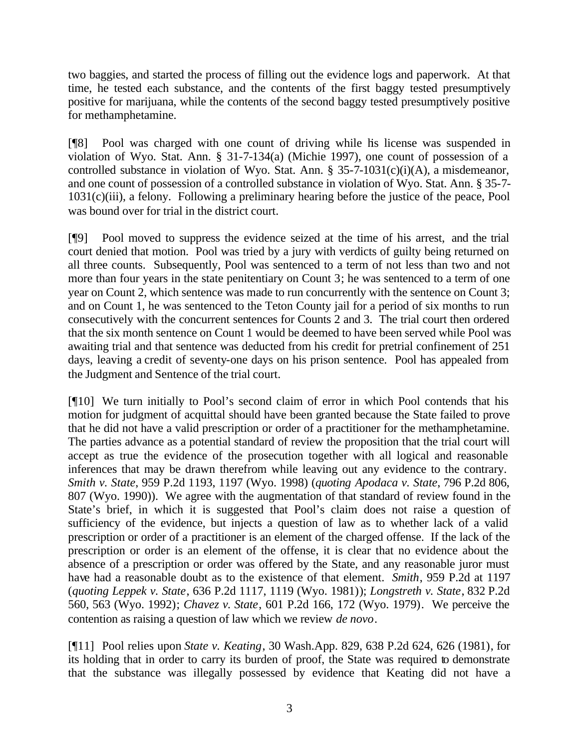two baggies, and started the process of filling out the evidence logs and paperwork. At that time, he tested each substance, and the contents of the first baggy tested presumptively positive for marijuana, while the contents of the second baggy tested presumptively positive for methamphetamine.

[¶8] Pool was charged with one count of driving while his license was suspended in violation of Wyo. Stat. Ann. § 31-7-134(a) (Michie 1997), one count of possession of a controlled substance in violation of Wyo. Stat. Ann. § 35-7-1031(c)(i)(A), a misdemeanor, and one count of possession of a controlled substance in violation of Wyo. Stat. Ann. § 35-7-1031(c)(iii), a felony. Following a preliminary hearing before the justice of the peace, Pool was bound over for trial in the district court.

[¶9] Pool moved to suppress the evidence seized at the time of his arrest, and the trial court denied that motion. Pool was tried by a jury with verdicts of guilty being returned on all three counts. Subsequently, Pool was sentenced to a term of not less than two and not more than four years in the state penitentiary on Count 3; he was sentenced to a term of one year on Count 2, which sentence was made to run concurrently with the sentence on Count 3; and on Count 1, he was sentenced to the Teton County jail for a period of six months to run consecutively with the concurrent sentences for Counts 2 and 3. The trial court then ordered that the six month sentence on Count 1 would be deemed to have been served while Pool was awaiting trial and that sentence was deducted from his credit for pretrial confinement of 251 days, leaving a credit of seventy-one days on his prison sentence. Pool has appealed from the Judgment and Sentence of the trial court.

[¶10] We turn initially to Pool's second claim of error in which Pool contends that his motion for judgment of acquittal should have been granted because the State failed to prove that he did not have a valid prescription or order of a practitioner for the methamphetamine. The parties advance as a potential standard of review the proposition that the trial court will accept as true the evidence of the prosecution together with all logical and reasonable inferences that may be drawn therefrom while leaving out any evidence to the contrary. *Smith v. State*, 959 P.2d 1193, 1197 (Wyo. 1998) (*quoting Apodaca v. State*, 796 P.2d 806, 807 (Wyo. 1990)). We agree with the augmentation of that standard of review found in the State's brief, in which it is suggested that Pool's claim does not raise a question of sufficiency of the evidence, but injects a question of law as to whether lack of a valid prescription or order of a practitioner is an element of the charged offense. If the lack of the prescription or order is an element of the offense, it is clear that no evidence about the absence of a prescription or order was offered by the State, and any reasonable juror must have had a reasonable doubt as to the existence of that element. *Smith*, 959 P.2d at 1197 (*quoting Leppek v. State*, 636 P.2d 1117, 1119 (Wyo. 1981)); *Longstreth v. State*, 832 P.2d 560, 563 (Wyo. 1992); *Chavez v. State*, 601 P.2d 166, 172 (Wyo. 1979). We perceive the contention as raising a question of law which we review *de novo*.

[¶11] Pool relies upon *State v. Keating*, 30 Wash.App. 829, 638 P.2d 624, 626 (1981), for its holding that in order to carry its burden of proof, the State was required to demonstrate that the substance was illegally possessed by evidence that Keating did not have a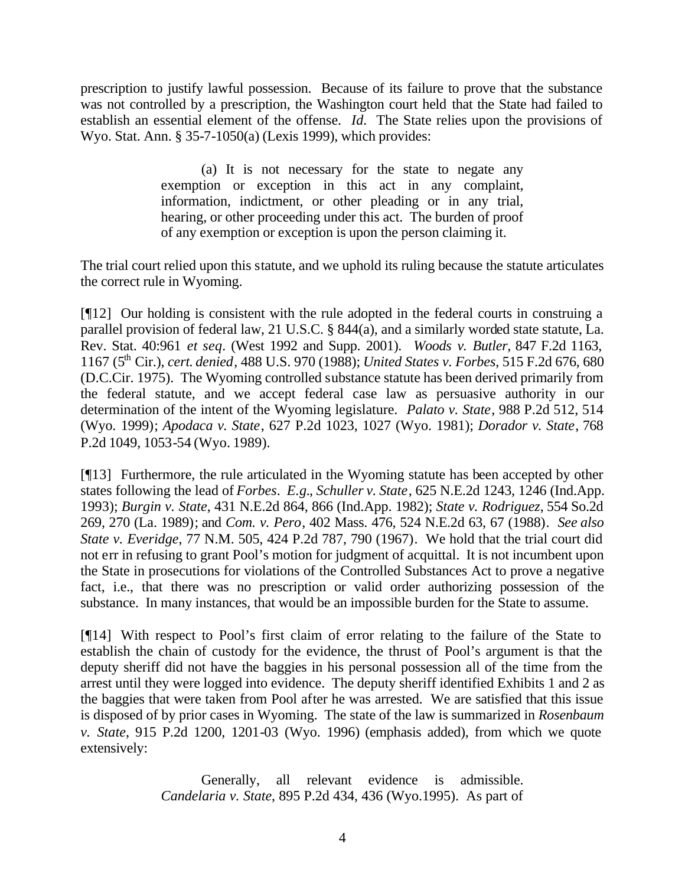prescription to justify lawful possession. Because of its failure to prove that the substance was not controlled by a prescription, the Washington court held that the State had failed to establish an essential element of the offense. *Id.* The State relies upon the provisions of Wyo. Stat. Ann. § 35-7-1050(a) (Lexis 1999), which provides:

> (a) It is not necessary for the state to negate any exemption or exception in this act in any complaint, information, indictment, or other pleading or in any trial, hearing, or other proceeding under this act. The burden of proof of any exemption or exception is upon the person claiming it.

The trial court relied upon this statute, and we uphold its ruling because the statute articulates the correct rule in Wyoming.

[¶12] Our holding is consistent with the rule adopted in the federal courts in construing a parallel provision of federal law, 21 U.S.C. § 844(a), and a similarly worded state statute, La. Rev. Stat. 40:961 *et seq*. (West 1992 and Supp. 2001). *Woods v. Butler*, 847 F.2d 1163, 1167 (5th Cir.), *cert. denied*, 488 U.S. 970 (1988); *United States v. Forbes*, 515 F.2d 676, 680 (D.C.Cir. 1975). The Wyoming controlled substance statute has been derived primarily from the federal statute, and we accept federal case law as persuasive authority in our determination of the intent of the Wyoming legislature. *Palato v. State*, 988 P.2d 512, 514 (Wyo. 1999); *Apodaca v. State*, 627 P.2d 1023, 1027 (Wyo. 1981); *Dorador v. State*, 768 P.2d 1049, 1053-54 (Wyo. 1989).

[¶13] Furthermore, the rule articulated in the Wyoming statute has been accepted by other states following the lead of *Forbes*. *E.g.*, *Schuller v. State*, 625 N.E.2d 1243, 1246 (Ind.App. 1993); *Burgin v. State*, 431 N.E.2d 864, 866 (Ind.App. 1982); *State v. Rodriguez*, 554 So.2d 269, 270 (La. 1989); and *Com. v. Pero*, 402 Mass. 476, 524 N.E.2d 63, 67 (1988). *See also State v. Everidge*, 77 N.M. 505, 424 P.2d 787, 790 (1967). We hold that the trial court did not err in refusing to grant Pool's motion for judgment of acquittal. It is not incumbent upon the State in prosecutions for violations of the Controlled Substances Act to prove a negative fact, i.e., that there was no prescription or valid order authorizing possession of the substance. In many instances, that would be an impossible burden for the State to assume.

[¶14] With respect to Pool's first claim of error relating to the failure of the State to establish the chain of custody for the evidence, the thrust of Pool's argument is that the deputy sheriff did not have the baggies in his personal possession all of the time from the arrest until they were logged into evidence. The deputy sheriff identified Exhibits 1 and 2 as the baggies that were taken from Pool after he was arrested. We are satisfied that this issue is disposed of by prior cases in Wyoming. The state of the law is summarized in *Rosenbaum v. State*, 915 P.2d 1200, 1201-03 (Wyo. 1996) (emphasis added), from which we quote extensively:

> Generally, all relevant evidence is admissible. *Candelaria v. State*, 895 P.2d 434, 436 (Wyo.1995). As part of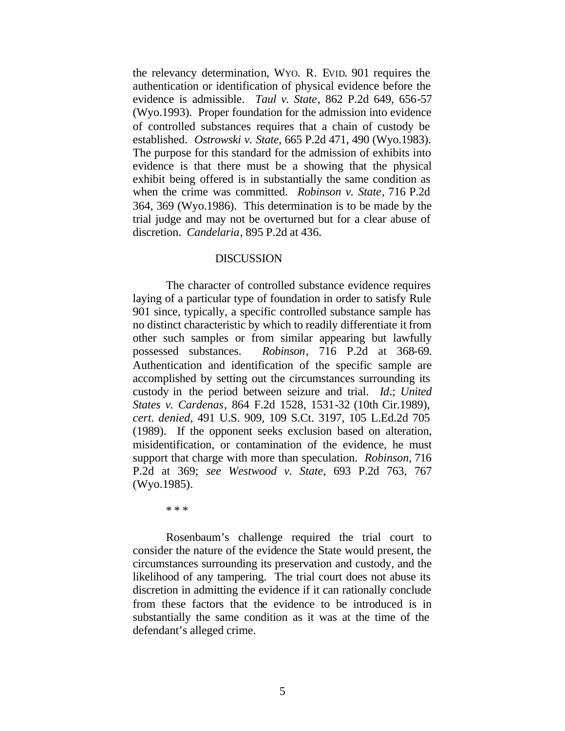the relevancy determination, WYO. R. EVID. 901 requires the authentication or identification of physical evidence before the evidence is admissible. *Taul v. State*, 862 P.2d 649, 656-57 (Wyo.1993). Proper foundation for the admission into evidence of controlled substances requires that a chain of custody be established. *Ostrowski v. State*, 665 P.2d 471, 490 (Wyo.1983). The purpose for this standard for the admission of exhibits into evidence is that there must be a showing that the physical exhibit being offered is in substantially the same condition as when the crime was committed. *Robinson v. State*, 716 P.2d 364, 369 (Wyo.1986). This determination is to be made by the trial judge and may not be overturned but for a clear abuse of discretion. *Candelaria*, 895 P.2d at 436.

DISCUSSION

The character of controlled substance evidence requires laying of a particular type of foundation in order to satisfy Rule 901 since, typically, a specific controlled substance sample has no distinct characteristic by which to readily differentiate it from other such samples or from similar appearing but lawfully possessed substances. *Robinson*, 716 P.2d at 368-69. Authentication and identification of the specific sample are accomplished by setting out the circumstances surrounding its custody in the period between seizure and trial. *Id*.; *United States v. Cardenas*, 864 F.2d 1528, 1531-32 (10th Cir.1989), *cert. denied*, 491 U.S. 909, 109 S.Ct. 3197, 105 L.Ed.2d 705 (1989). If the opponent seeks exclusion based on alteration, misidentification, or contamination of the evidence, he must support that charge with more than speculation. *Robinson*, 716 P.2d at 369; *see Westwood v. State*, 693 P.2d 763, 767 (Wyo.1985).

\* \* \*

Rosenbaum's challenge required the trial court to consider the nature of the evidence the State would present, the circumstances surrounding its preservation and custody, and the likelihood of any tampering. The trial court does not abuse its discretion in admitting the evidence if it can rationally conclude from these factors that the evidence to be introduced is in substantially the same condition as it was at the time of the defendant's alleged crime.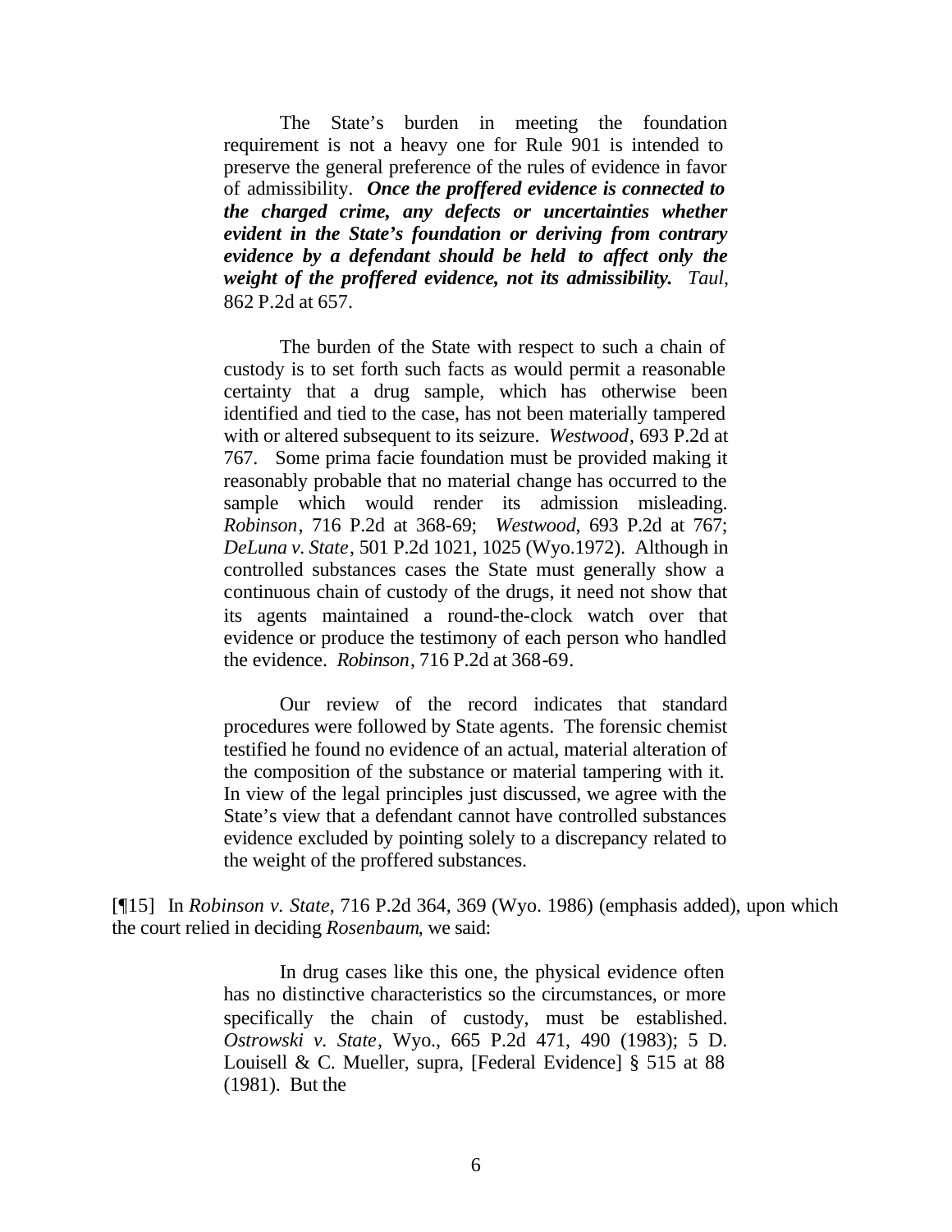> The State's burden in meeting the foundation requirement is not a heavy one for Rule 901 is intended to preserve the general preference of the rules of evidence in favor of admissibility. ***Once the proffered evidence is connected to the charged crime, any defects or uncertainties whether evident in the State's foundation or deriving from contrary evidence by a defendant should be held to affect only the weight of the proffered evidence, not its admissibility.*** *Taul*, 862 P.2d at 657.
>
> The burden of the State with respect to such a chain of custody is to set forth such facts as would permit a reasonable certainty that a drug sample, which has otherwise been identified and tied to the case, has not been materially tampered with or altered subsequent to its seizure. *Westwood*, 693 P.2d at 767. Some prima facie foundation must be provided making it reasonably probable that no material change has occurred to the sample which would render its admission misleading. *Robinson*, 716 P.2d at 368-69; *Westwood*, 693 P.2d at 767; *DeLuna v. State*, 501 P.2d 1021, 1025 (Wyo.1972). Although in controlled substances cases the State must generally show a continuous chain of custody of the drugs, it need not show that its agents maintained a round-the-clock watch over that evidence or produce the testimony of each person who handled the evidence. *Robinson*, 716 P.2d at 368-69.
>
> Our review of the record indicates that standard procedures were followed by State agents. The forensic chemist testified he found no evidence of an actual, material alteration of the composition of the substance or material tampering with it. In view of the legal principles just discussed, we agree with the State's view that a defendant cannot have controlled substances evidence excluded by pointing solely to a discrepancy related to the weight of the proffered substances.

[¶15] In *Robinson v. State*, 716 P.2d 364, 369 (Wyo. 1986) (emphasis added), upon which the court relied in deciding *Rosenbaum*, we said:

> In drug cases like this one, the physical evidence often has no distinctive characteristics so the circumstances, or more specifically the chain of custody, must be established. *Ostrowski v. State*, Wyo., 665 P.2d 471, 490 (1983); 5 D. Louisell & C. Mueller, supra, [Federal Evidence] § 515 at 88 (1981). But the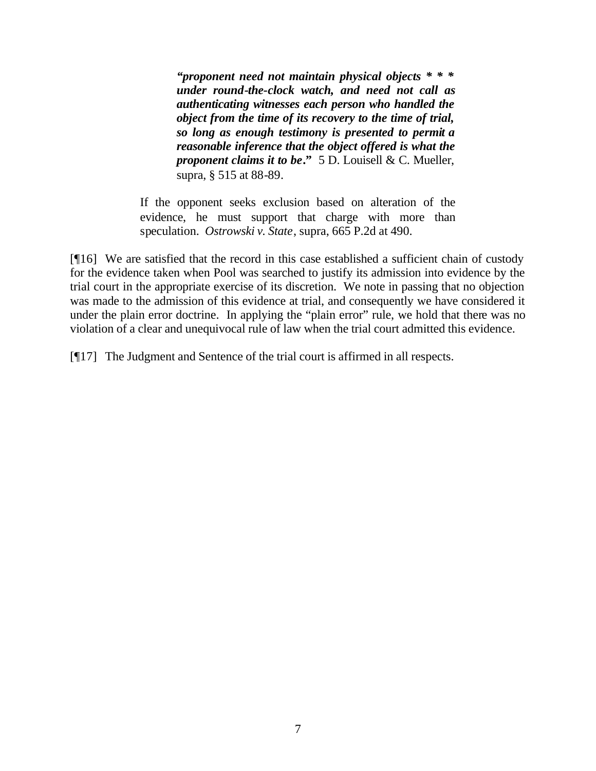> > ***"proponent need not maintain physical objects * * * under round-the-clock watch, and need not call as authenticating witnesses each person who handled the object from the time of its recovery to the time of trial, so long as enough testimony is presented to permit a reasonable inference that the object offered is what the proponent claims it to be."*** 5 D. Louisell & C. Mueller, supra, § 515 at 88-89.
>
> If the opponent seeks exclusion based on alteration of the evidence, he must support that charge with more than speculation. *Ostrowski v. State*, supra, 665 P.2d at 490.

[¶16] We are satisfied that the record in this case established a sufficient chain of custody for the evidence taken when Pool was searched to justify its admission into evidence by the trial court in the appropriate exercise of its discretion. We note in passing that no objection was made to the admission of this evidence at trial, and consequently we have considered it under the plain error doctrine. In applying the "plain error" rule, we hold that there was no violation of a clear and unequivocal rule of law when the trial court admitted this evidence.

[¶17] The Judgment and Sentence of the trial court is affirmed in all respects.